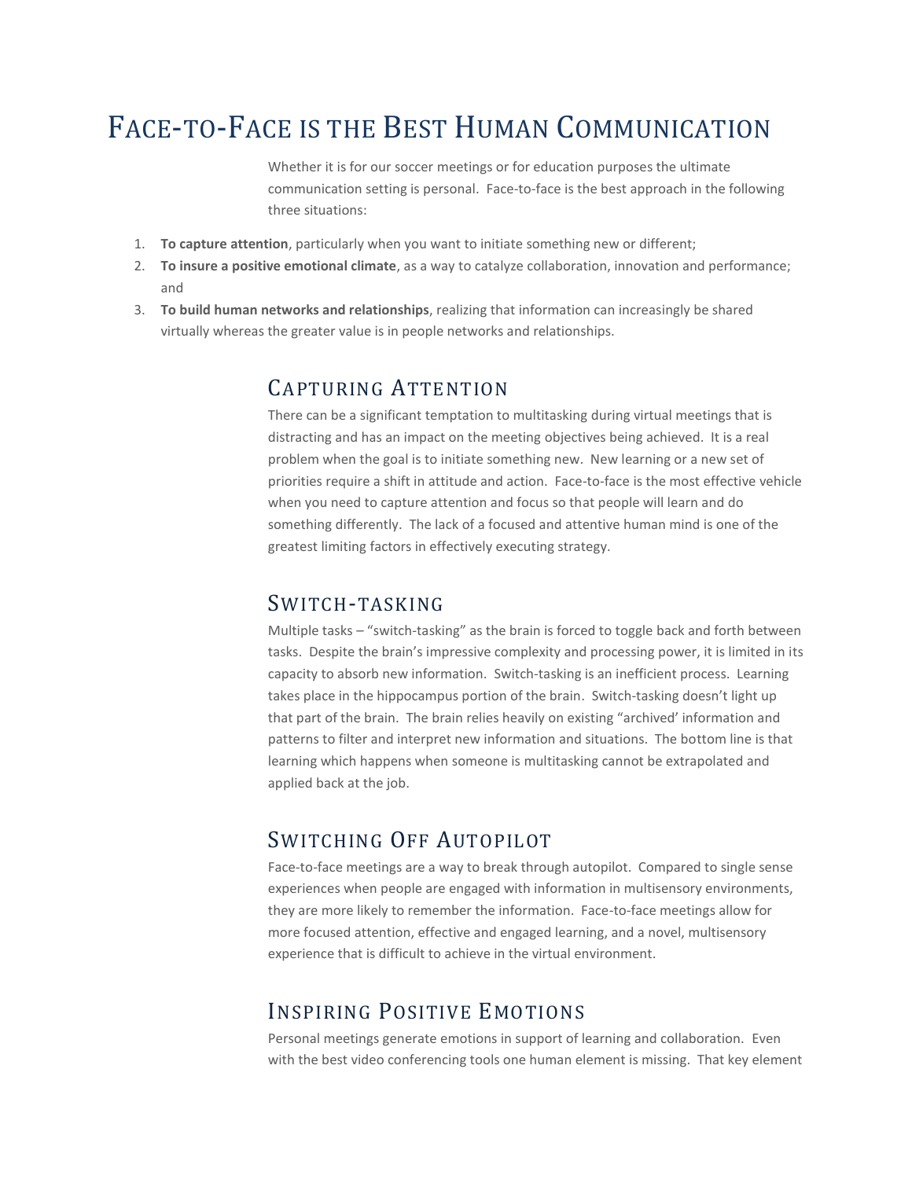# Face-to-Face is the Best Human Communication

Whether it is for our soccer meetings or for education purposes the ultimate communication setting is personal. Face-to-face is the best approach in the following three situations:

1. **To capture attention**, particularly when you want to initiate something new or different;
2. **To insure a positive emotional climate**, as a way to catalyze collaboration, innovation and performance; and
3. **To build human networks and relationships**, realizing that information can increasingly be shared virtually whereas the greater value is in people networks and relationships.

## Capturing Attention

There can be a significant temptation to multitasking during virtual meetings that is distracting and has an impact on the meeting objectives being achieved. It is a real problem when the goal is to initiate something new. New learning or a new set of priorities require a shift in attitude and action. Face-to-face is the most effective vehicle when you need to capture attention and focus so that people will learn and do something differently. The lack of a focused and attentive human mind is one of the greatest limiting factors in effectively executing strategy.

## Switch-tasking

Multiple tasks – "switch-tasking" as the brain is forced to toggle back and forth between tasks. Despite the brain's impressive complexity and processing power, it is limited in its capacity to absorb new information. Switch-tasking is an inefficient process. Learning takes place in the hippocampus portion of the brain. Switch-tasking doesn't light up that part of the brain. The brain relies heavily on existing "archived' information and patterns to filter and interpret new information and situations. The bottom line is that learning which happens when someone is multitasking cannot be extrapolated and applied back at the job.

## Switching Off Autopilot

Face-to-face meetings are a way to break through autopilot. Compared to single sense experiences when people are engaged with information in multisensory environments, they are more likely to remember the information. Face-to-face meetings allow for more focused attention, effective and engaged learning, and a novel, multisensory experience that is difficult to achieve in the virtual environment.

## Inspiring Positive Emotions

Personal meetings generate emotions in support of learning and collaboration. Even with the best video conferencing tools one human element is missing. That key element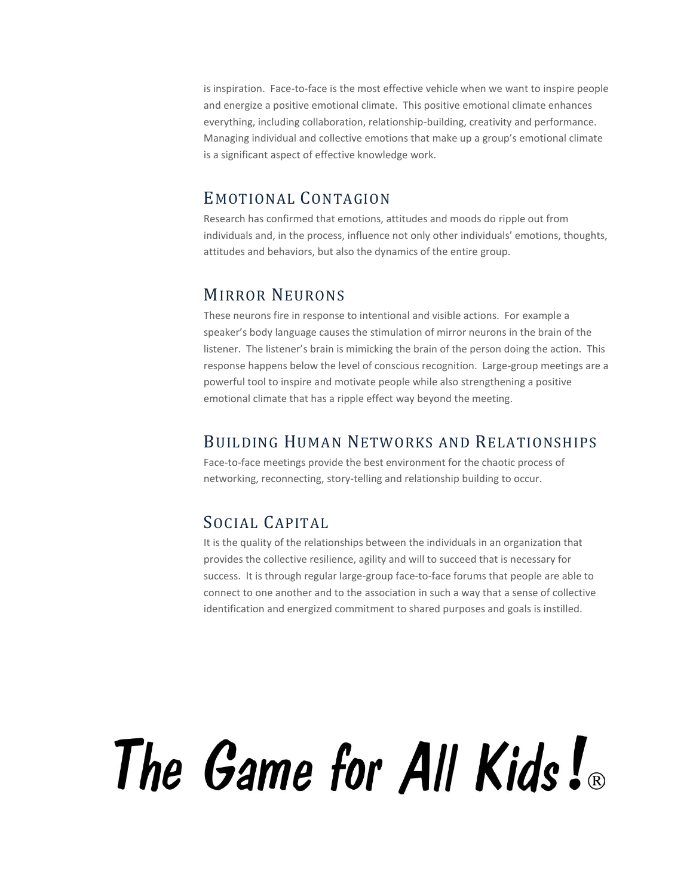is inspiration. Face-to-face is the most effective vehicle when we want to inspire people and energize a positive emotional climate. This positive emotional climate enhances everything, including collaboration, relationship-building, creativity and performance. Managing individual and collective emotions that make up a group's emotional climate is a significant aspect of effective knowledge work.

## Emotional Contagion

Research has confirmed that emotions, attitudes and moods do ripple out from individuals and, in the process, influence not only other individuals' emotions, thoughts, attitudes and behaviors, but also the dynamics of the entire group.

## Mirror Neurons

These neurons fire in response to intentional and visible actions. For example a speaker's body language causes the stimulation of mirror neurons in the brain of the listener. The listener's brain is mimicking the brain of the person doing the action. This response happens below the level of conscious recognition. Large-group meetings are a powerful tool to inspire and motivate people while also strengthening a positive emotional climate that has a ripple effect way beyond the meeting.

## Building Human Networks and Relationships

Face-to-face meetings provide the best environment for the chaotic process of networking, reconnecting, story-telling and relationship building to occur.

## Social Capital

It is the quality of the relationships between the individuals in an organization that provides the collective resilience, agility and will to succeed that is necessary for success. It is through regular large-group face-to-face forums that people are able to connect to one another and to the association in such a way that a sense of collective identification and energized commitment to shared purposes and goals is instilled.

# The Game for All Kids!®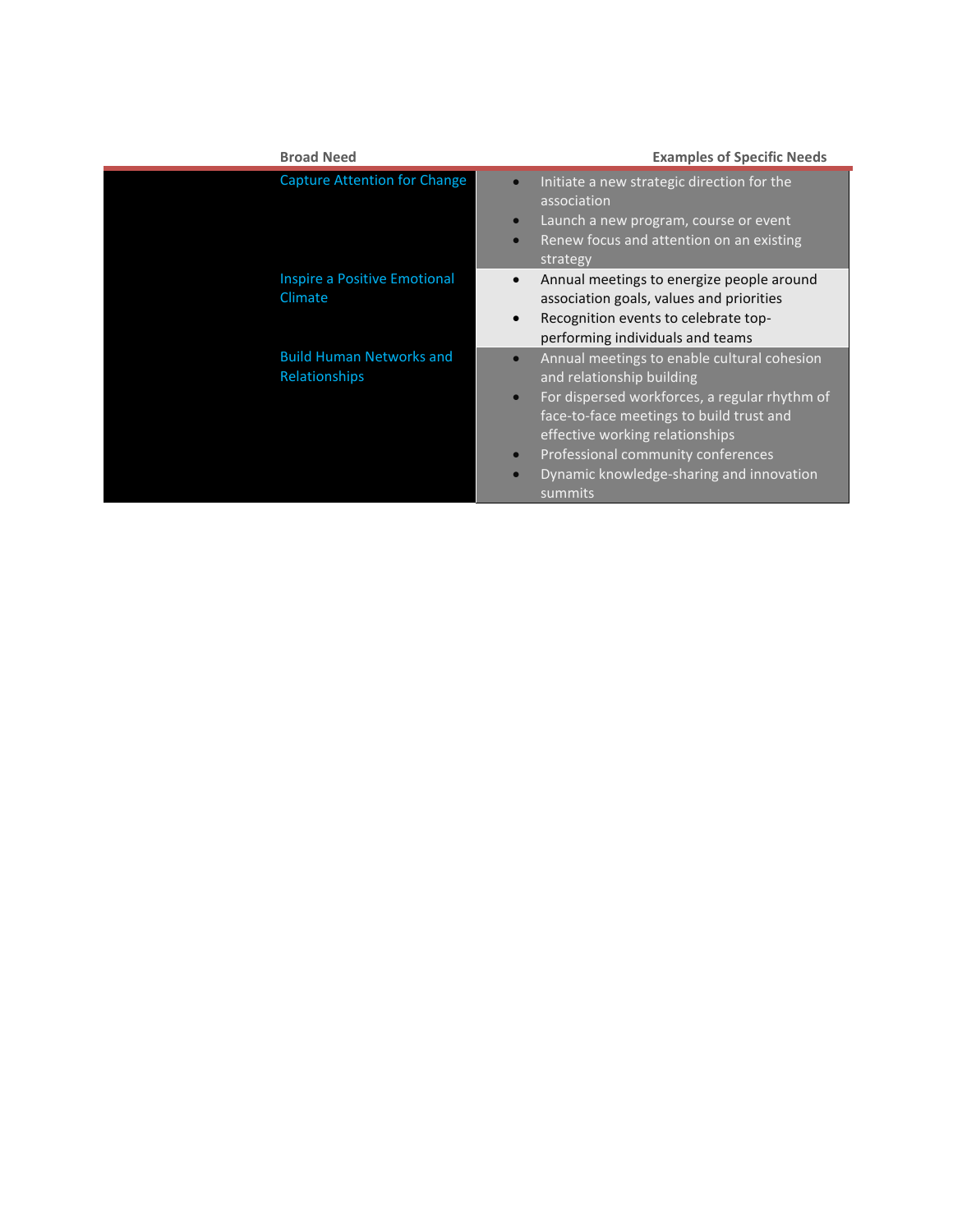| Broad Need | Examples of Specific Needs |
| --- | --- |
| Capture Attention for Change | • Initiate a new strategic direction for the association<br>• Launch a new program, course or event<br>• Renew focus and attention on an existing strategy |
| Inspire a Positive Emotional Climate | • Annual meetings to energize people around association goals, values and priorities<br>• Recognition events to celebrate top-performing individuals and teams |
| Build Human Networks and Relationships | • Annual meetings to enable cultural cohesion and relationship building<br>• For dispersed workforces, a regular rhythm of face-to-face meetings to build trust and effective working relationships<br>• Professional community conferences<br>• Dynamic knowledge-sharing and innovation summits |